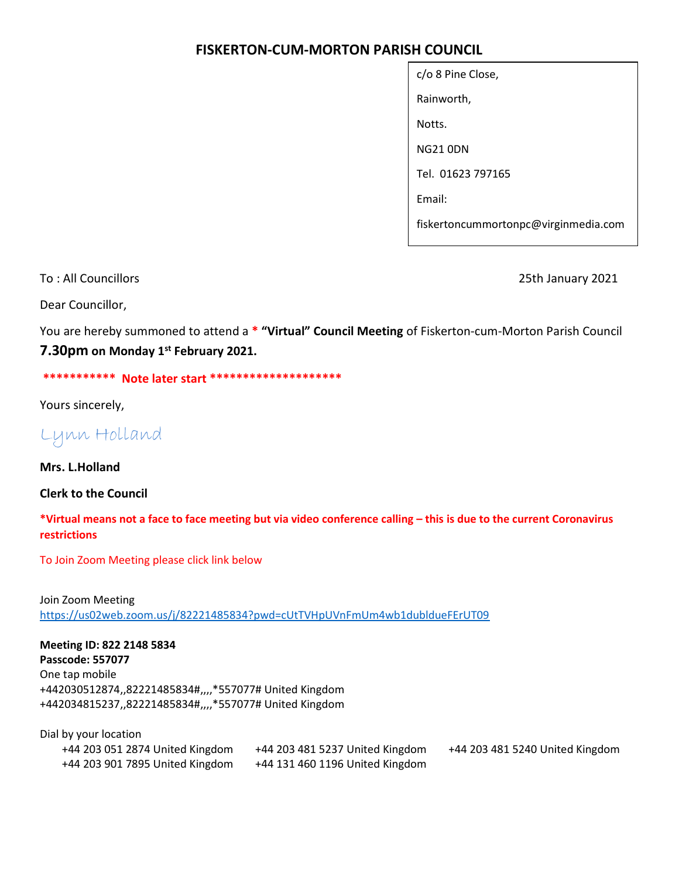# FISKERTON-CUM-MORTON PARISH COUNCIL

c/o 8 Pine Close,

Rainworth,

Notts.

NG21 0DN

Tel. 01623 797165

Email:

fiskertoncummortonpc@virginmedia.com

To : All Councillors

25th January 2021

Dear Councillor,

You are hereby summoned to attend a * **"Virtual" Council Meeting** of Fiskerton-cum-Morton Parish Council **7.30pm on Monday 1st February 2021.**

**\*\*\*\*\*\*\*\*\*\*\* Note later start \*\*\*\*\*\*\*\*\*\*\*\*\*\*\*\*\*\*\*\***

Yours sincerely,

Lynn Holland

**Mrs. L.Holland**

**Clerk to the Council**

***Virtual means not a face to face meeting but via video conference calling – this is due to the current Coronavirus restrictions**

To Join Zoom Meeting please click link below

Join Zoom Meeting
https://us02web.zoom.us/j/82221485834?pwd=cUtTVHpUVnFmUm4wb1dubldueFErUT09

**Meeting ID: 822 2148 5834**
**Passcode: 557077**
One tap mobile
+442030512874,,82221485834#,,,,*557077# United Kingdom
+442034815237,,82221485834#,,,,*557077# United Kingdom

Dial by your location
+44 203 051 2874 United Kingdom
+44 203 481 5237 United Kingdom
+44 203 481 5240 United Kingdom
+44 203 901 7895 United Kingdom
+44 131 460 1196 United Kingdom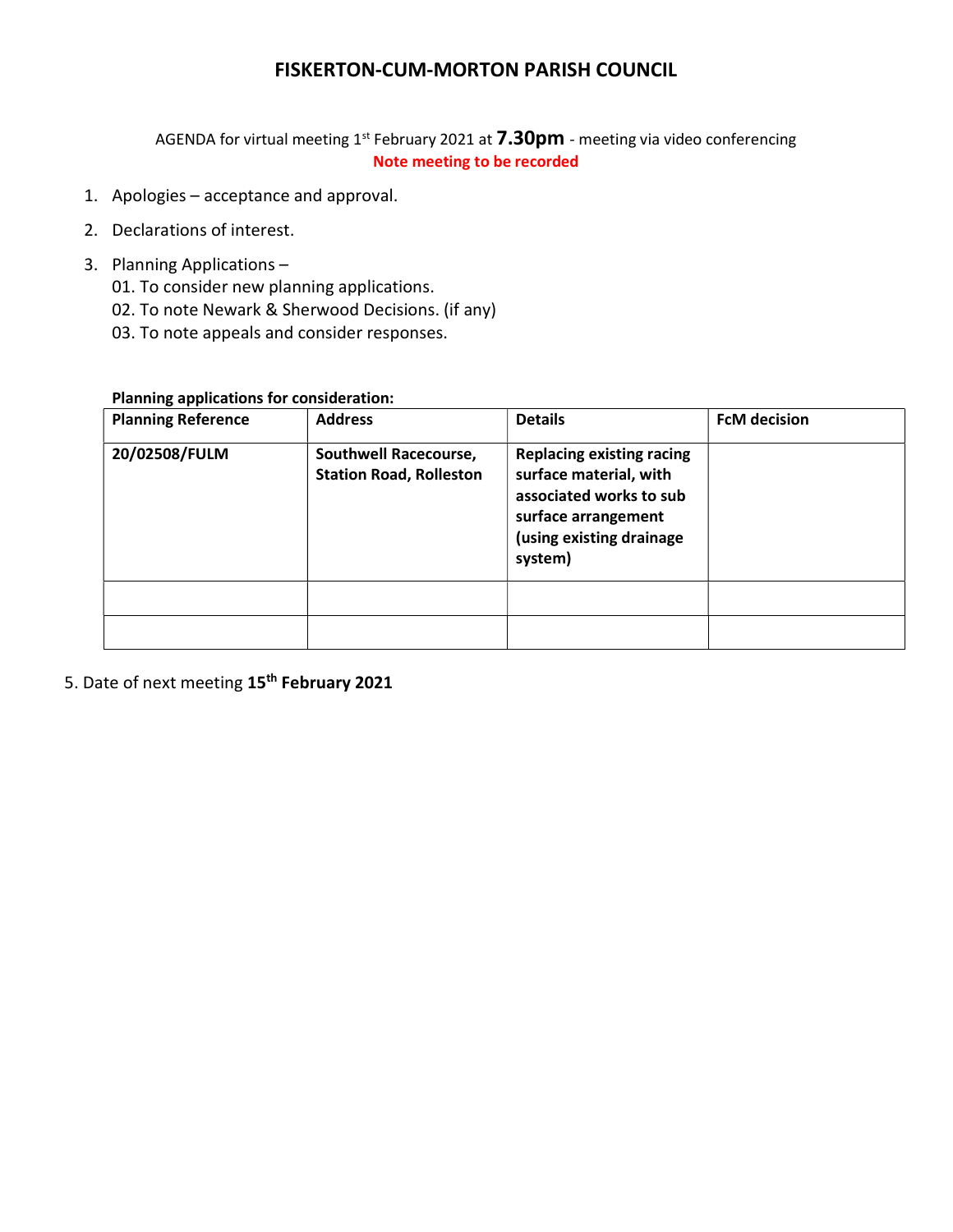# FISKERTON-CUM-MORTON PARISH COUNCIL

AGENDA for virtual meeting 1st February 2021 at **7.30pm** - meeting via video conferencing

**Note meeting to be recorded**

1. Apologies – acceptance and approval.
2. Declarations of interest.
3. Planning Applications –
   01. To consider new planning applications.
   02. To note Newark & Sherwood Decisions. (if any)
   03. To note appeals and consider responses.

**Planning applications for consideration:**

| Planning Reference | Address | Details | FcM decision |
|---|---|---|---|
| **20/02508/FULM** | **Southwell Racecourse, Station Road, Rolleston** | **Replacing existing racing surface material, with associated works to sub surface arrangement (using existing drainage system)** | |
| | | | |
| | | | |

5. Date of next meeting **15th February 2021**